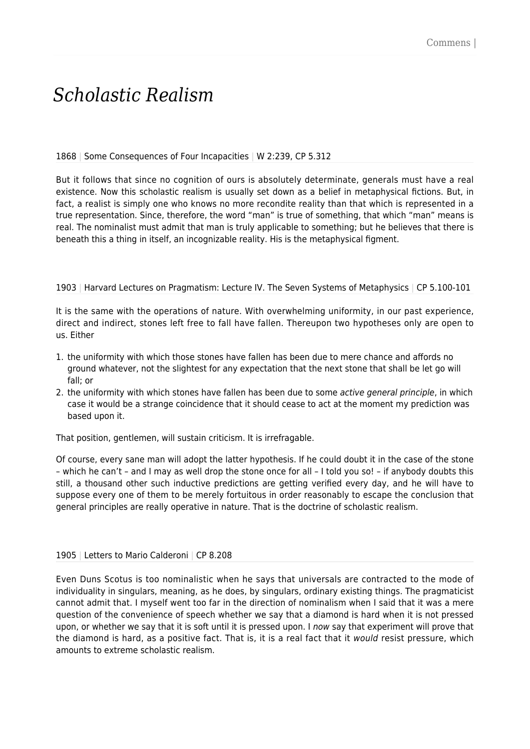# *Scholastic Realism*

1868 | Some Consequences of Four Incapacities | W 2:239, CP 5.312

But it follows that since no cognition of ours is absolutely determinate, generals must have a real existence. Now this scholastic realism is usually set down as a belief in metaphysical fictions. But, in fact, a realist is simply one who knows no more recondite reality than that which is represented in a true representation. Since, therefore, the word “man” is true of something, that which “man” means is real. The nominalist must admit that man is truly applicable to something; but he believes that there is beneath this a thing in itself, an incognizable reality. His is the metaphysical figment.

1903 | Harvard Lectures on Pragmatism: Lecture IV. The Seven Systems of Metaphysics | CP 5.100-101

It is the same with the operations of nature. With overwhelming uniformity, in our past experience, direct and indirect, stones left free to fall have fallen. Thereupon two hypotheses only are open to us. Either

1. the uniformity with which those stones have fallen has been due to mere chance and affords no ground whatever, not the slightest for any expectation that the next stone that shall be let go will fall; or
2. the uniformity with which stones have fallen has been due to some *active general principle*, in which case it would be a strange coincidence that it should cease to act at the moment my prediction was based upon it.

That position, gentlemen, will sustain criticism. It is irrefragable.

Of course, every sane man will adopt the latter hypothesis. If he could doubt it in the case of the stone – which he can’t – and I may as well drop the stone once for all – I told you so! – if anybody doubts this still, a thousand other such inductive predictions are getting verified every day, and he will have to suppose every one of them to be merely fortuitous in order reasonably to escape the conclusion that general principles are really operative in nature. That is the doctrine of scholastic realism.

1905 | Letters to Mario Calderoni | CP 8.208

Even Duns Scotus is too nominalistic when he says that universals are contracted to the mode of individuality in singulars, meaning, as he does, by singulars, ordinary existing things. The pragmaticist cannot admit that. I myself went too far in the direction of nominalism when I said that it was a mere question of the convenience of speech whether we say that a diamond is hard when it is not pressed upon, or whether we say that it is soft until it is pressed upon. I *now* say that experiment will prove that the diamond is hard, as a positive fact. That is, it is a real fact that it *would* resist pressure, which amounts to extreme scholastic realism.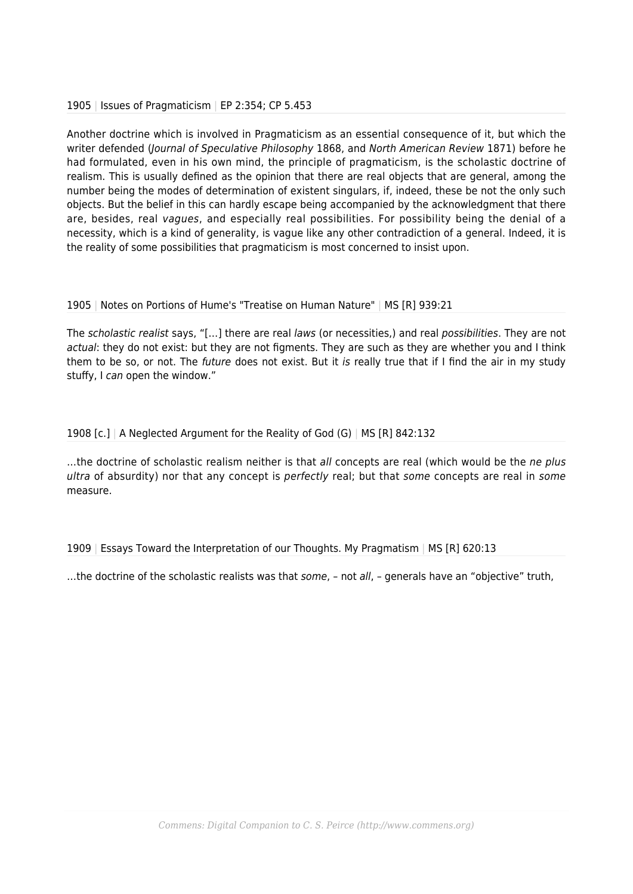1905 | Issues of Pragmaticism | EP 2:354; CP 5.453

Another doctrine which is involved in Pragmaticism as an essential consequence of it, but which the writer defended (*Journal of Speculative Philosophy* 1868, and *North American Review* 1871) before he had formulated, even in his own mind, the principle of pragmaticism, is the scholastic doctrine of realism. This is usually defined as the opinion that there are real objects that are general, among the number being the modes of determination of existent singulars, if, indeed, these be not the only such objects. But the belief in this can hardly escape being accompanied by the acknowledgment that there are, besides, real *vagues*, and especially real possibilities. For possibility being the denial of a necessity, which is a kind of generality, is vague like any other contradiction of a general. Indeed, it is the reality of some possibilities that pragmaticism is most concerned to insist upon.

1905 | Notes on Portions of Hume's "Treatise on Human Nature" | MS [R] 939:21

The *scholastic realist* says, "[…] there are real *laws* (or necessities,) and real *possibilities*. They are not *actual*: they do not exist: but they are not figments. They are such as they are whether you and I think them to be so, or not. The *future* does not exist. But it *is* really true that if I find the air in my study stuffy, I *can* open the window."

1908 [c.] | A Neglected Argument for the Reality of God (G) | MS [R] 842:132

…the doctrine of scholastic realism neither is that *all* concepts are real (which would be the *ne plus ultra* of absurdity) nor that any concept is *perfectly* real; but that *some* concepts are real in *some* measure.

1909 | Essays Toward the Interpretation of our Thoughts. My Pragmatism | MS [R] 620:13

…the doctrine of the scholastic realists was that *some*, – not *all*, – generals have an "objective" truth,